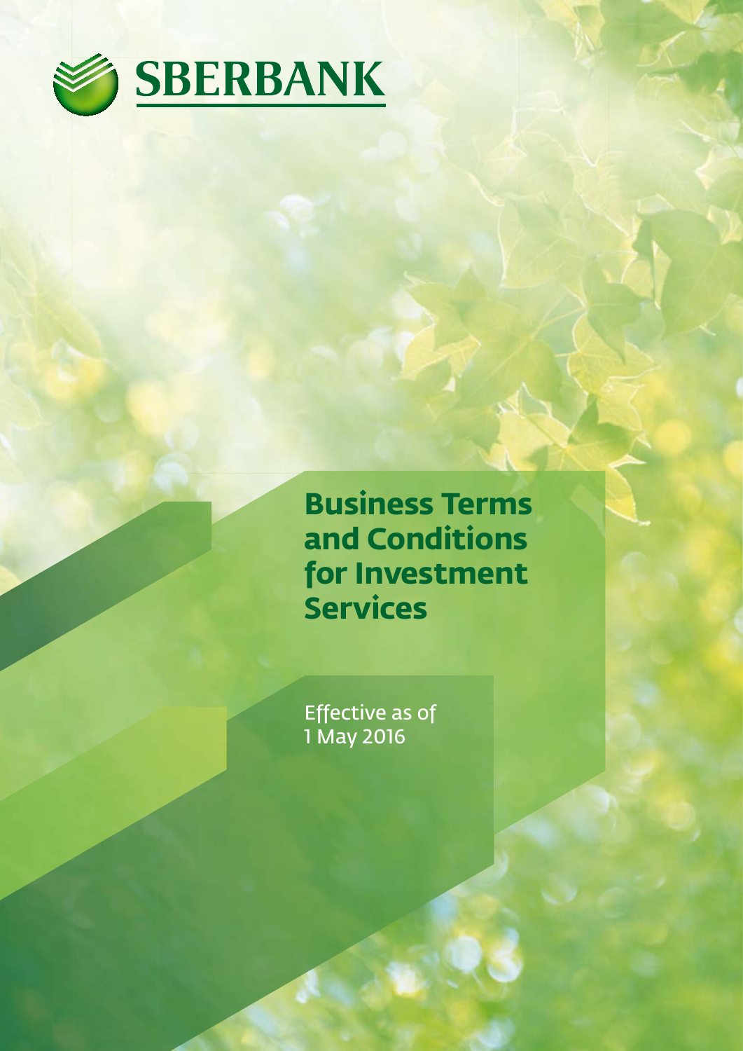SBERBANK

# Business Terms and Conditions for Investment Services

Effective as of
1 May 2016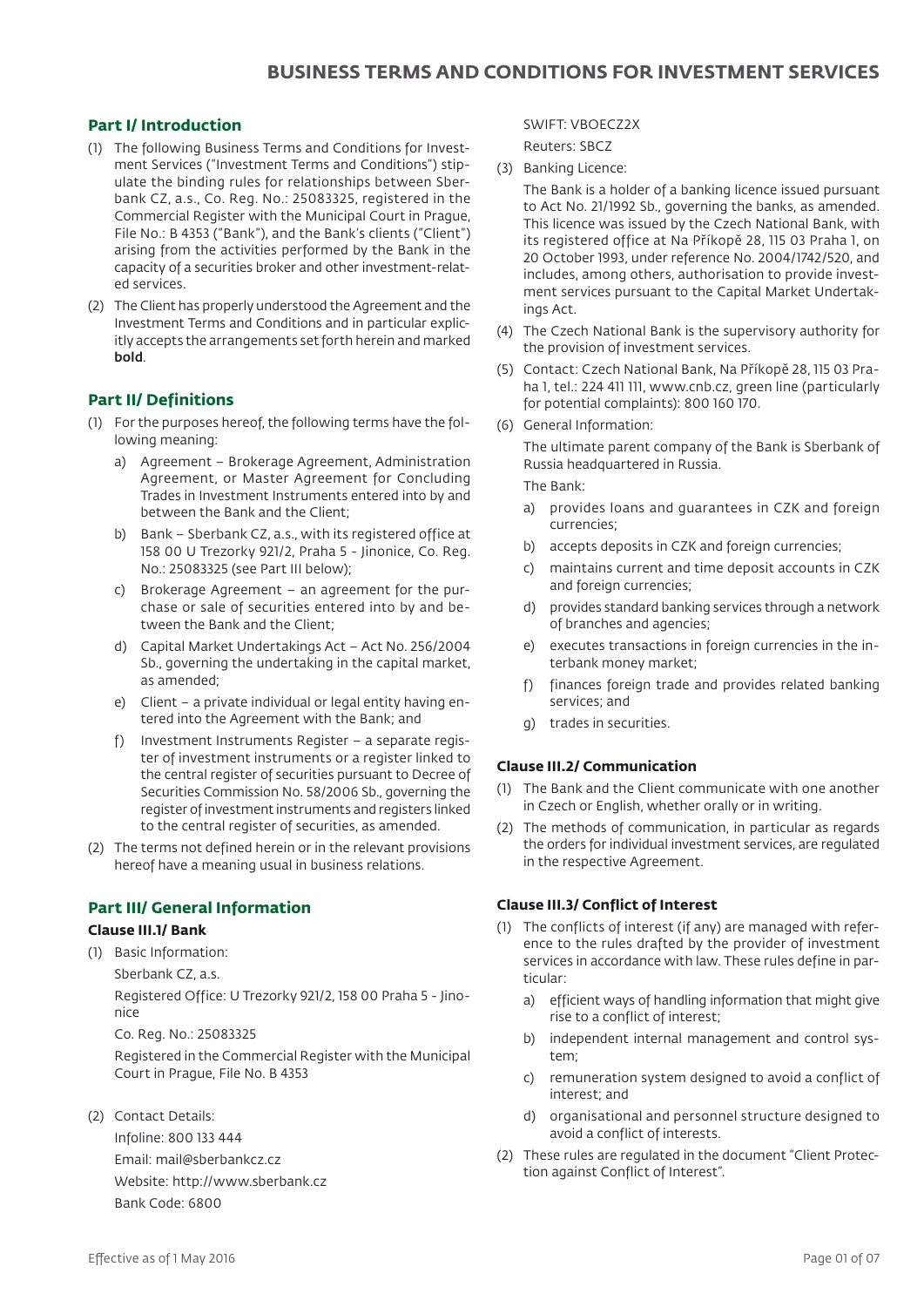# BUSINESS TERMS AND CONDITIONS FOR INVESTMENT SERVICES

## Part I/ Introduction

(1) The following Business Terms and Conditions for Investment Services ("Investment Terms and Conditions") stipulate the binding rules for relationships between Sberbank CZ, a.s., Co. Reg. No.: 25083325, registered in the Commercial Register with the Municipal Court in Prague, File No.: B 4353 ("Bank"), and the Bank's clients ("Client") arising from the activities performed by the Bank in the capacity of a securities broker and other investment-related services.

(2) The Client has properly understood the Agreement and the Investment Terms and Conditions and in particular explicitly accepts the arrangements set forth herein and marked **bold**.

## Part II/ Definitions

(1) For the purposes hereof, the following terms have the following meaning:

   a) Agreement – Brokerage Agreement, Administration Agreement, or Master Agreement for Concluding Trades in Investment Instruments entered into by and between the Bank and the Client;

   b) Bank – Sberbank CZ, a.s., with its registered office at 158 00 U Trezorky 921/2, Praha 5 - Jinonice, Co. Reg. No.: 25083325 (see Part III below);

   c) Brokerage Agreement – an agreement for the purchase or sale of securities entered into by and between the Bank and the Client;

   d) Capital Market Undertakings Act – Act No. 256/2004 Sb., governing the undertaking in the capital market, as amended;

   e) Client – a private individual or legal entity having entered into the Agreement with the Bank; and

   f) Investment Instruments Register – a separate register of investment instruments or a register linked to the central register of securities pursuant to Decree of Securities Commission No. 58/2006 Sb., governing the register of investment instruments and registers linked to the central register of securities, as amended.

(2) The terms not defined herein or in the relevant provisions hereof have a meaning usual in business relations.

## Part III/ General Information

### Clause III.1/ Bank

(1) Basic Information:

   Sberbank CZ, a.s.

   Registered Office: U Trezorky 921/2, 158 00 Praha 5 - Jinonice

   Co. Reg. No.: 25083325

   Registered in the Commercial Register with the Municipal Court in Prague, File No. B 4353

(2) Contact Details:

   Infoline: 800 133 444

   Email: mail@sberbankcz.cz

   Website: http://www.sberbank.cz

   Bank Code: 6800

   SWIFT: VBOECZ2X

   Reuters: SBCZ

(3) Banking Licence:

   The Bank is a holder of a banking licence issued pursuant to Act No. 21/1992 Sb., governing the banks, as amended. This licence was issued by the Czech National Bank, with its registered office at Na Příkopě 28, 115 03 Praha 1, on 20 October 1993, under reference No. 2004/1742/520, and includes, among others, authorisation to provide investment services pursuant to the Capital Market Undertakings Act.

(4) The Czech National Bank is the supervisory authority for the provision of investment services.

(5) Contact: Czech National Bank, Na Příkopě 28, 115 03 Praha 1, tel.: 224 411 111, www.cnb.cz, green line (particularly for potential complaints): 800 160 170.

(6) General Information:

   The ultimate parent company of the Bank is Sberbank of Russia headquartered in Russia.

   The Bank:

   a) provides loans and guarantees in CZK and foreign currencies;

   b) accepts deposits in CZK and foreign currencies;

   c) maintains current and time deposit accounts in CZK and foreign currencies;

   d) provides standard banking services through a network of branches and agencies;

   e) executes transactions in foreign currencies in the interbank money market;

   f) finances foreign trade and provides related banking services; and

   g) trades in securities.

### Clause III.2/ Communication

(1) The Bank and the Client communicate with one another in Czech or English, whether orally or in writing.

(2) The methods of communication, in particular as regards the orders for individual investment services, are regulated in the respective Agreement.

### Clause III.3/ Conflict of Interest

(1) The conflicts of interest (if any) are managed with reference to the rules drafted by the provider of investment services in accordance with law. These rules define in particular:

   a) efficient ways of handling information that might give rise to a conflict of interest;

   b) independent internal management and control system;

   c) remuneration system designed to avoid a conflict of interest; and

   d) organisational and personnel structure designed to avoid a conflict of interests.

(2) These rules are regulated in the document "Client Protection against Conflict of Interest".

Effective as of 1 May 2016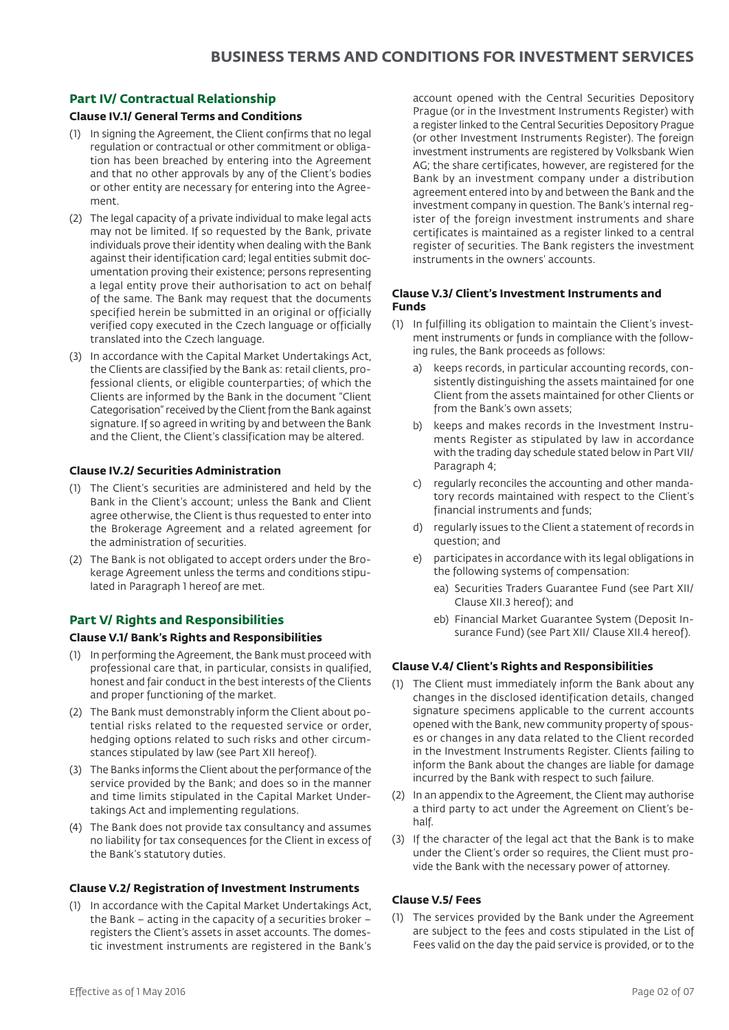## Part IV/ Contractual Relationship

### Clause IV.1/ General Terms and Conditions

(1) In signing the Agreement, the Client confirms that no legal regulation or contractual or other commitment or obligation has been breached by entering into the Agreement and that no other approvals by any of the Client's bodies or other entity are necessary for entering into the Agreement.

(2) The legal capacity of a private individual to make legal acts may not be limited. If so requested by the Bank, private individuals prove their identity when dealing with the Bank against their identification card; legal entities submit documentation proving their existence; persons representing a legal entity prove their authorisation to act on behalf of the same. The Bank may request that the documents specified herein be submitted in an original or officially verified copy executed in the Czech language or officially translated into the Czech language.

(3) In accordance with the Capital Market Undertakings Act, the Clients are classified by the Bank as: retail clients, professional clients, or eligible counterparties; of which the Clients are informed by the Bank in the document "Client Categorisation" received by the Client from the Bank against signature. If so agreed in writing by and between the Bank and the Client, the Client's classification may be altered.

### Clause IV.2/ Securities Administration

(1) The Client's securities are administered and held by the Bank in the Client's account; unless the Bank and Client agree otherwise, the Client is thus requested to enter into the Brokerage Agreement and a related agreement for the administration of securities.

(2) The Bank is not obligated to accept orders under the Brokerage Agreement unless the terms and conditions stipulated in Paragraph 1 hereof are met.

## Part V/ Rights and Responsibilities

### Clause V.1/ Bank's Rights and Responsibilities

(1) In performing the Agreement, the Bank must proceed with professional care that, in particular, consists in qualified, honest and fair conduct in the best interests of the Clients and proper functioning of the market.

(2) The Bank must demonstrably inform the Client about potential risks related to the requested service or order, hedging options related to such risks and other circumstances stipulated by law (see Part XII hereof).

(3) The Banks informs the Client about the performance of the service provided by the Bank; and does so in the manner and time limits stipulated in the Capital Market Undertakings Act and implementing regulations.

(4) The Bank does not provide tax consultancy and assumes no liability for tax consequences for the Client in excess of the Bank's statutory duties.

### Clause V.2/ Registration of Investment Instruments

(1) In accordance with the Capital Market Undertakings Act, the Bank – acting in the capacity of a securities broker – registers the Client's assets in asset accounts. The domestic investment instruments are registered in the Bank's account opened with the Central Securities Depository Prague (or in the Investment Instruments Register) with a register linked to the Central Securities Depository Prague (or other Investment Instruments Register). The foreign investment instruments are registered by Volksbank Wien AG; the share certificates, however, are registered for the Bank by an investment company under a distribution agreement entered into by and between the Bank and the investment company in question. The Bank's internal register of the foreign investment instruments and share certificates is maintained as a register linked to a central register of securities. The Bank registers the investment instruments in the owners' accounts.

### Clause V.3/ Client's Investment Instruments and Funds

(1) In fulfilling its obligation to maintain the Client's investment instruments or funds in compliance with the following rules, the Bank proceeds as follows:

   a) keeps records, in particular accounting records, consistently distinguishing the assets maintained for one Client from the assets maintained for other Clients or from the Bank's own assets;

   b) keeps and makes records in the Investment Instruments Register as stipulated by law in accordance with the trading day schedule stated below in Part VII/ Paragraph 4;

   c) regularly reconciles the accounting and other mandatory records maintained with respect to the Client's financial instruments and funds;

   d) regularly issues to the Client a statement of records in question; and

   e) participates in accordance with its legal obligations in the following systems of compensation:

      ea) Securities Traders Guarantee Fund (see Part XII/ Clause XII.3 hereof); and

      eb) Financial Market Guarantee System (Deposit Insurance Fund) (see Part XII/ Clause XII.4 hereof).

### Clause V.4/ Client's Rights and Responsibilities

(1) The Client must immediately inform the Bank about any changes in the disclosed identification details, changed signature specimens applicable to the current accounts opened with the Bank, new community property of spouses or changes in any data related to the Client recorded in the Investment Instruments Register. Clients failing to inform the Bank about the changes are liable for damage incurred by the Bank with respect to such failure.

(2) In an appendix to the Agreement, the Client may authorise a third party to act under the Agreement on Client's behalf.

(3) If the character of the legal act that the Bank is to make under the Client's order so requires, the Client must provide the Bank with the necessary power of attorney.

### Clause V.5/ Fees

(1) The services provided by the Bank under the Agreement are subject to the fees and costs stipulated in the List of Fees valid on the day the paid service is provided, or to the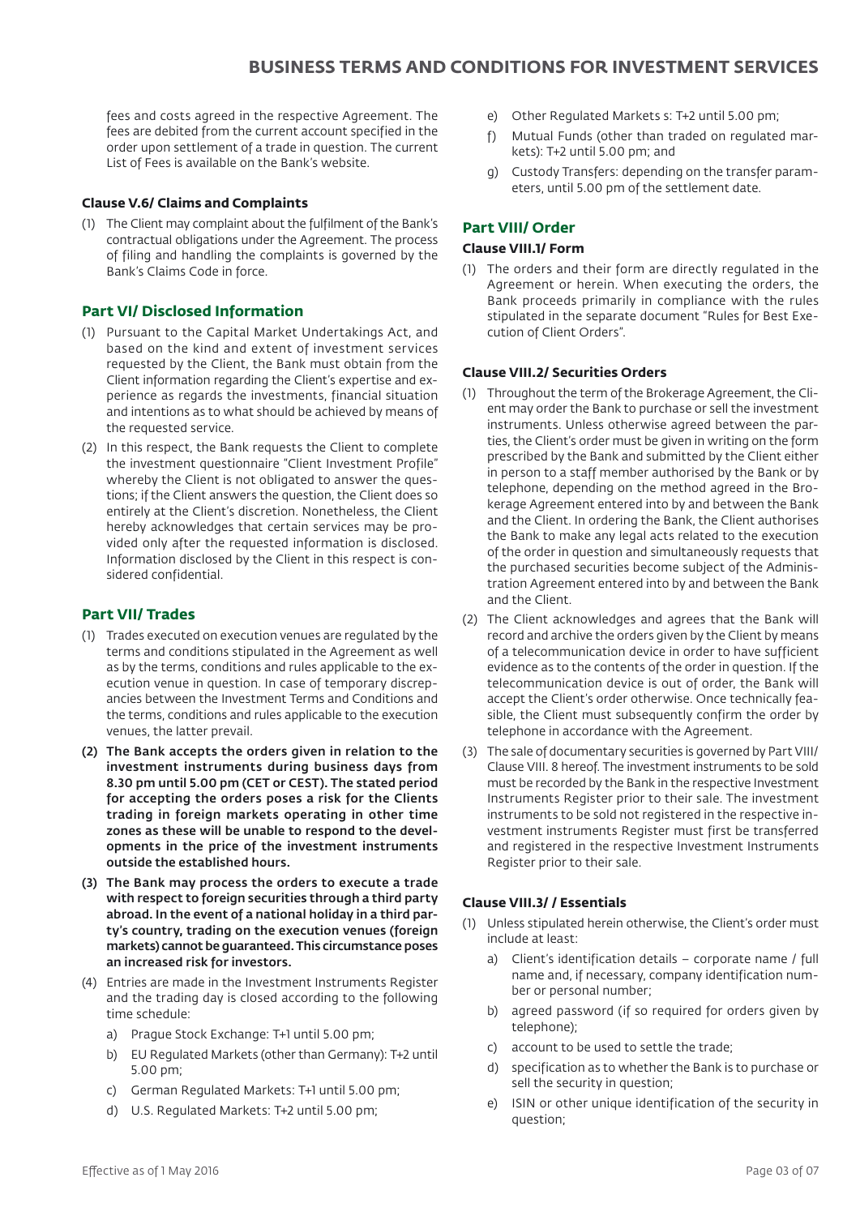fees and costs agreed in the respective Agreement. The fees are debited from the current account specified in the order upon settlement of a trade in question. The current List of Fees is available on the Bank's website.

#### Clause V.6/ Claims and Complaints

(1) The Client may complaint about the fulfilment of the Bank's contractual obligations under the Agreement. The process of filing and handling the complaints is governed by the Bank's Claims Code in force.

### Part VI/ Disclosed Information

(1) Pursuant to the Capital Market Undertakings Act, and based on the kind and extent of investment services requested by the Client, the Bank must obtain from the Client information regarding the Client's expertise and experience as regards the investments, financial situation and intentions as to what should be achieved by means of the requested service.

(2) In this respect, the Bank requests the Client to complete the investment questionnaire "Client Investment Profile" whereby the Client is not obligated to answer the questions; if the Client answers the question, the Client does so entirely at the Client's discretion. Nonetheless, the Client hereby acknowledges that certain services may be provided only after the requested information is disclosed. Information disclosed by the Client in this respect is considered confidential.

### Part VII/ Trades

(1) Trades executed on execution venues are regulated by the terms and conditions stipulated in the Agreement as well as by the terms, conditions and rules applicable to the execution venue in question. In case of temporary discrepancies between the Investment Terms and Conditions and the terms, conditions and rules applicable to the execution venues, the latter prevail.

**(2) The Bank accepts the orders given in relation to the investment instruments during business days from 8.30 pm until 5.00 pm (CET or CEST). The stated period for accepting the orders poses a risk for the Clients trading in foreign markets operating in other time zones as these will be unable to respond to the developments in the price of the investment instruments outside the established hours.**

**(3) The Bank may process the orders to execute a trade with respect to foreign securities through a third party abroad. In the event of a national holiday in a third party's country, trading on the execution venues (foreign markets) cannot be guaranteed. This circumstance poses an increased risk for investors.**

(4) Entries are made in the Investment Instruments Register and the trading day is closed according to the following time schedule:

a) Prague Stock Exchange: T+1 until 5.00 pm;

b) EU Regulated Markets (other than Germany): T+2 until 5.00 pm;

c) German Regulated Markets: T+1 until 5.00 pm;

d) U.S. Regulated Markets: T+2 until 5.00 pm;

e) Other Regulated Markets s: T+2 until 5.00 pm;

f) Mutual Funds (other than traded on regulated markets): T+2 until 5.00 pm; and

g) Custody Transfers: depending on the transfer parameters, until 5.00 pm of the settlement date.

### Part VIII/ Order

#### Clause VIII.1/ Form

(1) The orders and their form are directly regulated in the Agreement or herein. When executing the orders, the Bank proceeds primarily in compliance with the rules stipulated in the separate document "Rules for Best Execution of Client Orders".

#### Clause VIII.2/ Securities Orders

(1) Throughout the term of the Brokerage Agreement, the Client may order the Bank to purchase or sell the investment instruments. Unless otherwise agreed between the parties, the Client's order must be given in writing on the form prescribed by the Bank and submitted by the Client either in person to a staff member authorised by the Bank or by telephone, depending on the method agreed in the Brokerage Agreement entered into by and between the Bank and the Client. In ordering the Bank, the Client authorises the Bank to make any legal acts related to the execution of the order in question and simultaneously requests that the purchased securities become subject of the Administration Agreement entered into by and between the Bank and the Client.

(2) The Client acknowledges and agrees that the Bank will record and archive the orders given by the Client by means of a telecommunication device in order to have sufficient evidence as to the contents of the order in question. If the telecommunication device is out of order, the Bank will accept the Client's order otherwise. Once technically feasible, the Client must subsequently confirm the order by telephone in accordance with the Agreement.

(3) The sale of documentary securities is governed by Part VIII/ Clause VIII. 8 hereof. The investment instruments to be sold must be recorded by the Bank in the respective Investment Instruments Register prior to their sale. The investment instruments to be sold not registered in the respective investment instruments Register must first be transferred and registered in the respective Investment Instruments Register prior to their sale.

#### Clause VIII.3/ / Essentials

(1) Unless stipulated herein otherwise, the Client's order must include at least:

a) Client's identification details – corporate name / full name and, if necessary, company identification number or personal number;

b) agreed password (if so required for orders given by telephone);

c) account to be used to settle the trade;

d) specification as to whether the Bank is to purchase or sell the security in question;

e) ISIN or other unique identification of the security in question;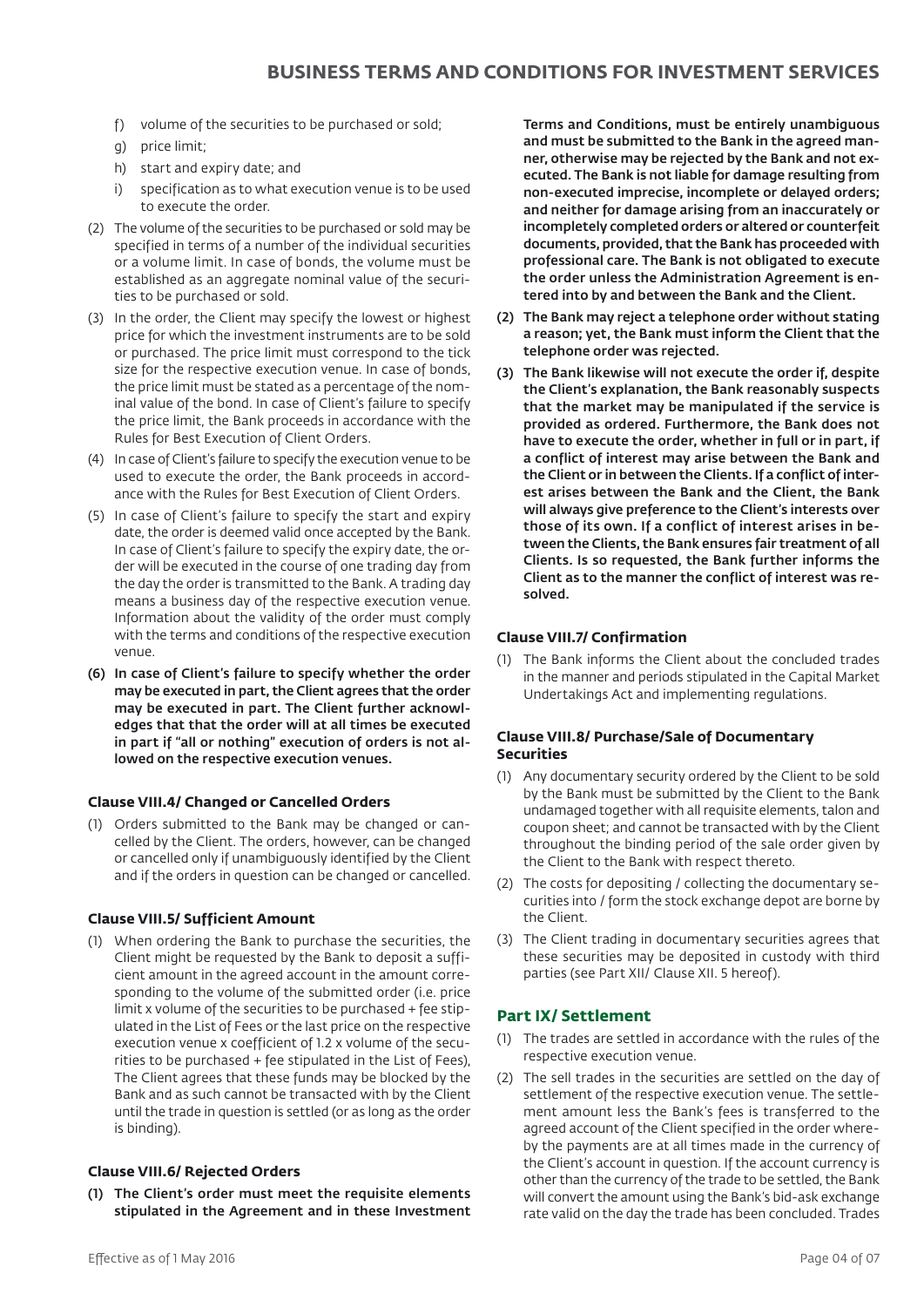f) volume of the securities to be purchased or sold;

g) price limit;

h) start and expiry date; and

i) specification as to what execution venue is to be used to execute the order.

(2) The volume of the securities to be purchased or sold may be specified in terms of a number of the individual securities or a volume limit. In case of bonds, the volume must be established as an aggregate nominal value of the securities to be purchased or sold.

(3) In the order, the Client may specify the lowest or highest price for which the investment instruments are to be sold or purchased. The price limit must correspond to the tick size for the respective execution venue. In case of bonds, the price limit must be stated as a percentage of the nominal value of the bond. In case of Client's failure to specify the price limit, the Bank proceeds in accordance with the Rules for Best Execution of Client Orders.

(4) In case of Client's failure to specify the execution venue to be used to execute the order, the Bank proceeds in accordance with the Rules for Best Execution of Client Orders.

(5) In case of Client's failure to specify the start and expiry date, the order is deemed valid once accepted by the Bank. In case of Client's failure to specify the expiry date, the order will be executed in the course of one trading day from the day the order is transmitted to the Bank. A trading day means a business day of the respective execution venue. Information about the validity of the order must comply with the terms and conditions of the respective execution venue.

**(6) In case of Client's failure to specify whether the order may be executed in part, the Client agrees that the order may be executed in part. The Client further acknowledges that that the order will at all times be executed in part if "all or nothing" execution of orders is not allowed on the respective execution venues.**

### Clause VIII.4/ Changed or Cancelled Orders

(1) Orders submitted to the Bank may be changed or cancelled by the Client. The orders, however, can be changed or cancelled only if unambiguously identified by the Client and if the orders in question can be changed or cancelled.

### Clause VIII.5/ Sufficient Amount

(1) When ordering the Bank to purchase the securities, the Client might be requested by the Bank to deposit a sufficient amount in the agreed account in the amount corresponding to the volume of the submitted order (i.e. price limit x volume of the securities to be purchased + fee stipulated in the List of Fees or the last price on the respective execution venue x coefficient of 1.2 x volume of the securities to be purchased + fee stipulated in the List of Fees), The Client agrees that these funds may be blocked by the Bank and as such cannot be transacted with by the Client until the trade in question is settled (or as long as the order is binding).

### Clause VIII.6/ Rejected Orders

**(1) The Client's order must meet the requisite elements stipulated in the Agreement and in these Investment Terms and Conditions, must be entirely unambiguous and must be submitted to the Bank in the agreed manner, otherwise may be rejected by the Bank and not executed. The Bank is not liable for damage resulting from non-executed imprecise, incomplete or delayed orders; and neither for damage arising from an inaccurately or incompletely completed orders or altered or counterfeit documents, provided, that the Bank has proceeded with professional care. The Bank is not obligated to execute the order unless the Administration Agreement is entered into by and between the Bank and the Client.**

**(2) The Bank may reject a telephone order without stating a reason; yet, the Bank must inform the Client that the telephone order was rejected.**

**(3) The Bank likewise will not execute the order if, despite the Client's explanation, the Bank reasonably suspects that the market may be manipulated if the service is provided as ordered. Furthermore, the Bank does not have to execute the order, whether in full or in part, if a conflict of interest may arise between the Bank and the Client or in between the Clients. If a conflict of interest arises between the Bank and the Client, the Bank will always give preference to the Client's interests over those of its own. If a conflict of interest arises in between the Clients, the Bank ensures fair treatment of all Clients. Is so requested, the Bank further informs the Client as to the manner the conflict of interest was resolved.**

### Clause VIII.7/ Confirmation

(1) The Bank informs the Client about the concluded trades in the manner and periods stipulated in the Capital Market Undertakings Act and implementing regulations.

### Clause VIII.8/ Purchase/Sale of Documentary Securities

(1) Any documentary security ordered by the Client to be sold by the Bank must be submitted by the Client to the Bank undamaged together with all requisite elements, talon and coupon sheet; and cannot be transacted with by the Client throughout the binding period of the sale order given by the Client to the Bank with respect thereto.

(2) The costs for depositing / collecting the documentary securities into / form the stock exchange depot are borne by the Client.

(3) The Client trading in documentary securities agrees that these securities may be deposited in custody with third parties (see Part XII/ Clause XII. 5 hereof).

## Part IX/ Settlement

(1) The trades are settled in accordance with the rules of the respective execution venue.

(2) The sell trades in the securities are settled on the day of settlement of the respective execution venue. The settlement amount less the Bank's fees is transferred to the agreed account of the Client specified in the order whereby the payments are at all times made in the currency of the Client's account in question. If the account currency is other than the currency of the trade to be settled, the Bank will convert the amount using the Bank's bid-ask exchange rate valid on the day the trade has been concluded. Trades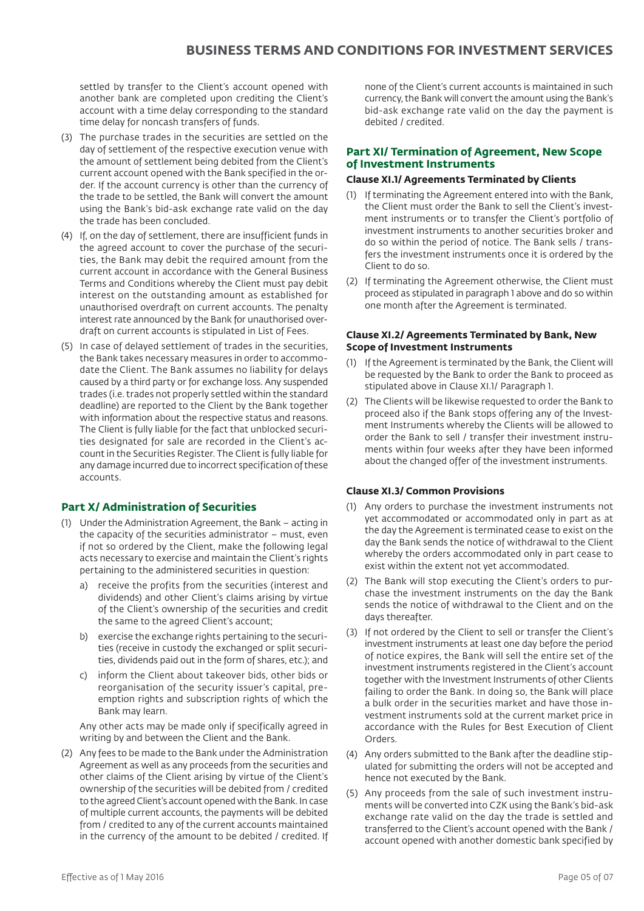settled by transfer to the Client's account opened with another bank are completed upon crediting the Client's account with a time delay corresponding to the standard time delay for noncash transfers of funds.

(3) The purchase trades in the securities are settled on the day of settlement of the respective execution venue with the amount of settlement being debited from the Client's current account opened with the Bank specified in the order. If the account currency is other than the currency of the trade to be settled, the Bank will convert the amount using the Bank's bid-ask exchange rate valid on the day the trade has been concluded.

(4) If, on the day of settlement, there are insufficient funds in the agreed account to cover the purchase of the securities, the Bank may debit the required amount from the current account in accordance with the General Business Terms and Conditions whereby the Client must pay debit interest on the outstanding amount as established for unauthorised overdraft on current accounts. The penalty interest rate announced by the Bank for unauthorised overdraft on current accounts is stipulated in List of Fees.

(5) In case of delayed settlement of trades in the securities, the Bank takes necessary measures in order to accommodate the Client. The Bank assumes no liability for delays caused by a third party or for exchange loss. Any suspended trades (i.e. trades not properly settled within the standard deadline) are reported to the Client by the Bank together with information about the respective status and reasons. The Client is fully liable for the fact that unblocked securities designated for sale are recorded in the Client's account in the Securities Register. The Client is fully liable for any damage incurred due to incorrect specification of these accounts.

## Part X/ Administration of Securities

(1) Under the Administration Agreement, the Bank – acting in the capacity of the securities administrator – must, even if not so ordered by the Client, make the following legal acts necessary to exercise and maintain the Client's rights pertaining to the administered securities in question:

   a) receive the profits from the securities (interest and dividends) and other Client's claims arising by virtue of the Client's ownership of the securities and credit the same to the agreed Client's account;

   b) exercise the exchange rights pertaining to the securities (receive in custody the exchanged or split securities, dividends paid out in the form of shares, etc.); and

   c) inform the Client about takeover bids, other bids or reorganisation of the security issuer's capital, preemption rights and subscription rights of which the Bank may learn.

   Any other acts may be made only if specifically agreed in writing by and between the Client and the Bank.

(2) Any fees to be made to the Bank under the Administration Agreement as well as any proceeds from the securities and other claims of the Client arising by virtue of the Client's ownership of the securities will be debited from / credited to the agreed Client's account opened with the Bank. In case of multiple current accounts, the payments will be debited from / credited to any of the current accounts maintained in the currency of the amount to be debited / credited. If none of the Client's current accounts is maintained in such currency, the Bank will convert the amount using the Bank's bid-ask exchange rate valid on the day the payment is debited / credited.

## Part XI/ Termination of Agreement, New Scope of Investment Instruments

### Clause XI.1/ Agreements Terminated by Clients

(1) If terminating the Agreement entered into with the Bank, the Client must order the Bank to sell the Client's investment instruments or to transfer the Client's portfolio of investment instruments to another securities broker and do so within the period of notice. The Bank sells / transfers the investment instruments once it is ordered by the Client to do so.

(2) If terminating the Agreement otherwise, the Client must proceed as stipulated in paragraph 1 above and do so within one month after the Agreement is terminated.

### Clause XI.2/ Agreements Terminated by Bank, New Scope of Investment Instruments

(1) If the Agreement is terminated by the Bank, the Client will be requested by the Bank to order the Bank to proceed as stipulated above in Clause XI.1/ Paragraph 1.

(2) The Clients will be likewise requested to order the Bank to proceed also if the Bank stops offering any of the Investment Instruments whereby the Clients will be allowed to order the Bank to sell / transfer their investment instruments within four weeks after they have been informed about the changed offer of the investment instruments.

### Clause XI.3/ Common Provisions

(1) Any orders to purchase the investment instruments not yet accommodated or accommodated only in part as at the day the Agreement is terminated cease to exist on the day the Bank sends the notice of withdrawal to the Client whereby the orders accommodated only in part cease to exist within the extent not yet accommodated.

(2) The Bank will stop executing the Client's orders to purchase the investment instruments on the day the Bank sends the notice of withdrawal to the Client and on the days thereafter.

(3) If not ordered by the Client to sell or transfer the Client's investment instruments at least one day before the period of notice expires, the Bank will sell the entire set of the investment instruments registered in the Client's account together with the Investment Instruments of other Clients failing to order the Bank. In doing so, the Bank will place a bulk order in the securities market and have those investment instruments sold at the current market price in accordance with the Rules for Best Execution of Client Orders.

(4) Any orders submitted to the Bank after the deadline stipulated for submitting the orders will not be accepted and hence not executed by the Bank.

(5) Any proceeds from the sale of such investment instruments will be converted into CZK using the Bank's bid-ask exchange rate valid on the day the trade is settled and transferred to the Client's account opened with the Bank / account opened with another domestic bank specified by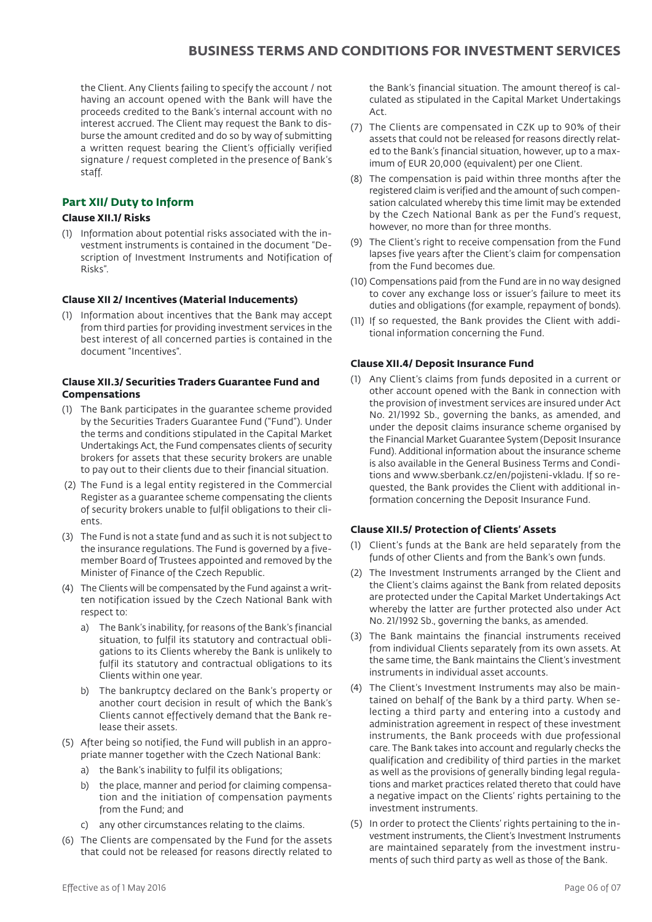the Client. Any Clients failing to specify the account / not having an account opened with the Bank will have the proceeds credited to the Bank's internal account with no interest accrued. The Client may request the Bank to disburse the amount credited and do so by way of submitting a written request bearing the Client's officially verified signature / request completed in the presence of Bank's staff.

## Part XII/ Duty to Inform

### Clause XII.1/ Risks

(1) Information about potential risks associated with the investment instruments is contained in the document "Description of Investment Instruments and Notification of Risks".

### Clause XII 2/ Incentives (Material Inducements)

(1) Information about incentives that the Bank may accept from third parties for providing investment services in the best interest of all concerned parties is contained in the document "Incentives".

### Clause XII.3/ Securities Traders Guarantee Fund and Compensations

(1) The Bank participates in the guarantee scheme provided by the Securities Traders Guarantee Fund ("Fund"). Under the terms and conditions stipulated in the Capital Market Undertakings Act, the Fund compensates clients of security brokers for assets that these security brokers are unable to pay out to their clients due to their financial situation.

(2) The Fund is a legal entity registered in the Commercial Register as a guarantee scheme compensating the clients of security brokers unable to fulfil obligations to their clients.

(3) The Fund is not a state fund and as such it is not subject to the insurance regulations. The Fund is governed by a five-member Board of Trustees appointed and removed by the Minister of Finance of the Czech Republic.

(4) The Clients will be compensated by the Fund against a written notification issued by the Czech National Bank with respect to:

   a) The Bank's inability, for reasons of the Bank's financial situation, to fulfil its statutory and contractual obligations to its Clients whereby the Bank is unlikely to fulfil its statutory and contractual obligations to its Clients within one year.

   b) The bankruptcy declared on the Bank's property or another court decision in result of which the Bank's Clients cannot effectively demand that the Bank release their assets.

(5) After being so notified, the Fund will publish in an appropriate manner together with the Czech National Bank:

   a) the Bank's inability to fulfil its obligations;

   b) the place, manner and period for claiming compensation and the initiation of compensation payments from the Fund; and

   c) any other circumstances relating to the claims.

(6) The Clients are compensated by the Fund for the assets that could not be released for reasons directly related to the Bank's financial situation. The amount thereof is calculated as stipulated in the Capital Market Undertakings Act.

(7) The Clients are compensated in CZK up to 90% of their assets that could not be released for reasons directly related to the Bank's financial situation, however, up to a maximum of EUR 20,000 (equivalent) per one Client.

(8) The compensation is paid within three months after the registered claim is verified and the amount of such compensation calculated whereby this time limit may be extended by the Czech National Bank as per the Fund's request, however, no more than for three months.

(9) The Client's right to receive compensation from the Fund lapses five years after the Client's claim for compensation from the Fund becomes due.

(10) Compensations paid from the Fund are in no way designed to cover any exchange loss or issuer's failure to meet its duties and obligations (for example, repayment of bonds).

(11) If so requested, the Bank provides the Client with additional information concerning the Fund.

### Clause XII.4/ Deposit Insurance Fund

(1) Any Client's claims from funds deposited in a current or other account opened with the Bank in connection with the provision of investment services are insured under Act No. 21/1992 Sb., governing the banks, as amended, and under the deposit claims insurance scheme organised by the Financial Market Guarantee System (Deposit Insurance Fund). Additional information about the insurance scheme is also available in the General Business Terms and Conditions and www.sberbank.cz/en/pojisteni-vkladu. If so requested, the Bank provides the Client with additional information concerning the Deposit Insurance Fund.

### Clause XII.5/ Protection of Clients' Assets

(1) Client's funds at the Bank are held separately from the funds of other Clients and from the Bank's own funds.

(2) The Investment Instruments arranged by the Client and the Client's claims against the Bank from related deposits are protected under the Capital Market Undertakings Act whereby the latter are further protected also under Act No. 21/1992 Sb., governing the banks, as amended.

(3) The Bank maintains the financial instruments received from individual Clients separately from its own assets. At the same time, the Bank maintains the Client's investment instruments in individual asset accounts.

(4) The Client's Investment Instruments may also be maintained on behalf of the Bank by a third party. When selecting a third party and entering into a custody and administration agreement in respect of these investment instruments, the Bank proceeds with due professional care. The Bank takes into account and regularly checks the qualification and credibility of third parties in the market as well as the provisions of generally binding legal regulations and market practices related thereto that could have a negative impact on the Clients' rights pertaining to the investment instruments.

(5) In order to protect the Clients' rights pertaining to the investment instruments, the Client's Investment Instruments are maintained separately from the investment instruments of such third party as well as those of the Bank.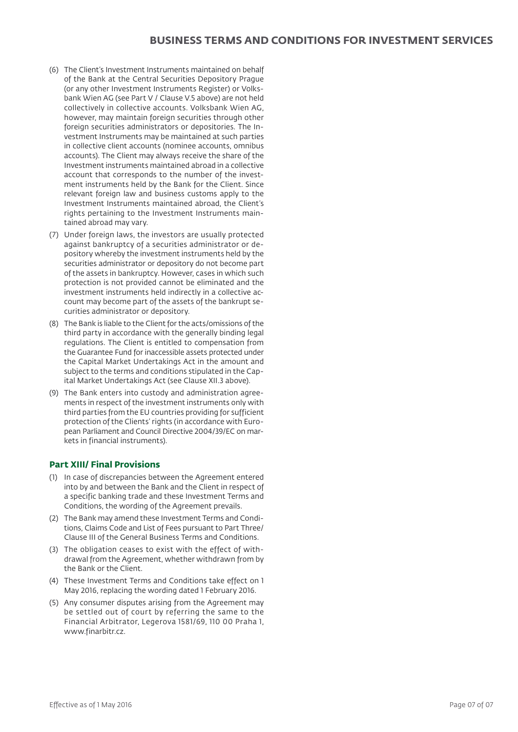(6) The Client's Investment Instruments maintained on behalf of the Bank at the Central Securities Depository Prague (or any other Investment Instruments Register) or Volksbank Wien AG (see Part V / Clause V.5 above) are not held collectively in collective accounts. Volksbank Wien AG, however, may maintain foreign securities through other foreign securities administrators or depositories. The Investment Instruments may be maintained at such parties in collective client accounts (nominee accounts, omnibus accounts). The Client may always receive the share of the Investment instruments maintained abroad in a collective account that corresponds to the number of the investment instruments held by the Bank for the Client. Since relevant foreign law and business customs apply to the Investment Instruments maintained abroad, the Client's rights pertaining to the Investment Instruments maintained abroad may vary.

(7) Under foreign laws, the investors are usually protected against bankruptcy of a securities administrator or depository whereby the investment instruments held by the securities administrator or depository do not become part of the assets in bankruptcy. However, cases in which such protection is not provided cannot be eliminated and the investment instruments held indirectly in a collective account may become part of the assets of the bankrupt securities administrator or depository.

(8) The Bank is liable to the Client for the acts/omissions of the third party in accordance with the generally binding legal regulations. The Client is entitled to compensation from the Guarantee Fund for inaccessible assets protected under the Capital Market Undertakings Act in the amount and subject to the terms and conditions stipulated in the Capital Market Undertakings Act (see Clause XII.3 above).

(9) The Bank enters into custody and administration agreements in respect of the investment instruments only with third parties from the EU countries providing for sufficient protection of the Clients' rights (in accordance with European Parliament and Council Directive 2004/39/EC on markets in financial instruments).

## Part XIII/ Final Provisions

(1) In case of discrepancies between the Agreement entered into by and between the Bank and the Client in respect of a specific banking trade and these Investment Terms and Conditions, the wording of the Agreement prevails.

(2) The Bank may amend these Investment Terms and Conditions, Claims Code and List of Fees pursuant to Part Three/ Clause III of the General Business Terms and Conditions.

(3) The obligation ceases to exist with the effect of withdrawal from the Agreement, whether withdrawn from by the Bank or the Client.

(4) These Investment Terms and Conditions take effect on 1 May 2016, replacing the wording dated 1 February 2016.

(5) Any consumer disputes arising from the Agreement may be settled out of court by referring the same to the Financial Arbitrator, Legerova 1581/69, 110 00 Praha 1, www.finarbitr.cz.